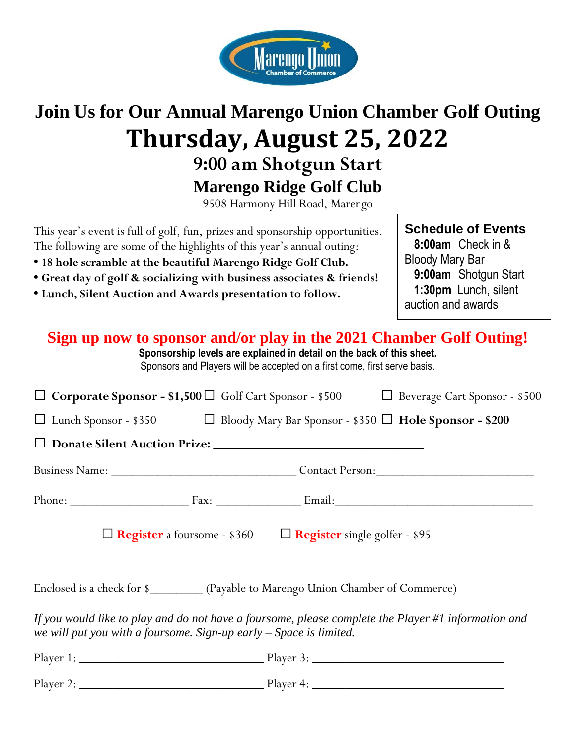Marengo Union
Chamber of Commerce

# Join Us for Our Annual Marengo Union Chamber Golf Outing

# Thursday, August 25, 2022

## 9:00 am Shotgun Start

## Marengo Ridge Golf Club

9508 Harmony Hill Road, Marengo

This year's event is full of golf, fun, prizes and sponsorship opportunities. The following are some of the highlights of this year's annual outing:

- **18 hole scramble at the beautiful Marengo Ridge Golf Club.**
- **Great day of golf & socializing with business associates & friends!**
- **Lunch, Silent Auction and Awards presentation to follow.**

**Schedule of Events**
**8:00am** Check in & Bloody Mary Bar
**9:00am** Shotgun Start
**1:30pm** Lunch, silent auction and awards

## Sign up now to sponsor and/or play in the 2021 Chamber Golf Outing!

**Sponsorship levels are explained in detail on the back of this sheet.**
Sponsors and Players will be accepted on a first come, first serve basis.

☐ **Corporate Sponsor - $1,500** ☐ Golf Cart Sponsor - $500 ☐ Beverage Cart Sponsor - $500

☐ Lunch Sponsor - $350 ☐ Bloody Mary Bar Sponsor - $350 ☐ **Hole Sponsor - $200**

☐ **Donate Silent Auction Prize:** ______________________________

Business Name: ____________________________ Contact Person: ________________________

Phone: __________________ Fax: _____________ Email: ______________________________

☐ **Register** a foursome - $360 ☐ **Register** single golfer - $95

Enclosed is a check for $________ (Payable to Marengo Union Chamber of Commerce)

*If you would like to play and do not have a foursome, please complete the Player #1 information and we will put you with a foursome. Sign-up early – Space is limited.*

Player 1: ____________________________ Player 3: ____________________________

Player 2: ____________________________ Player 4: ____________________________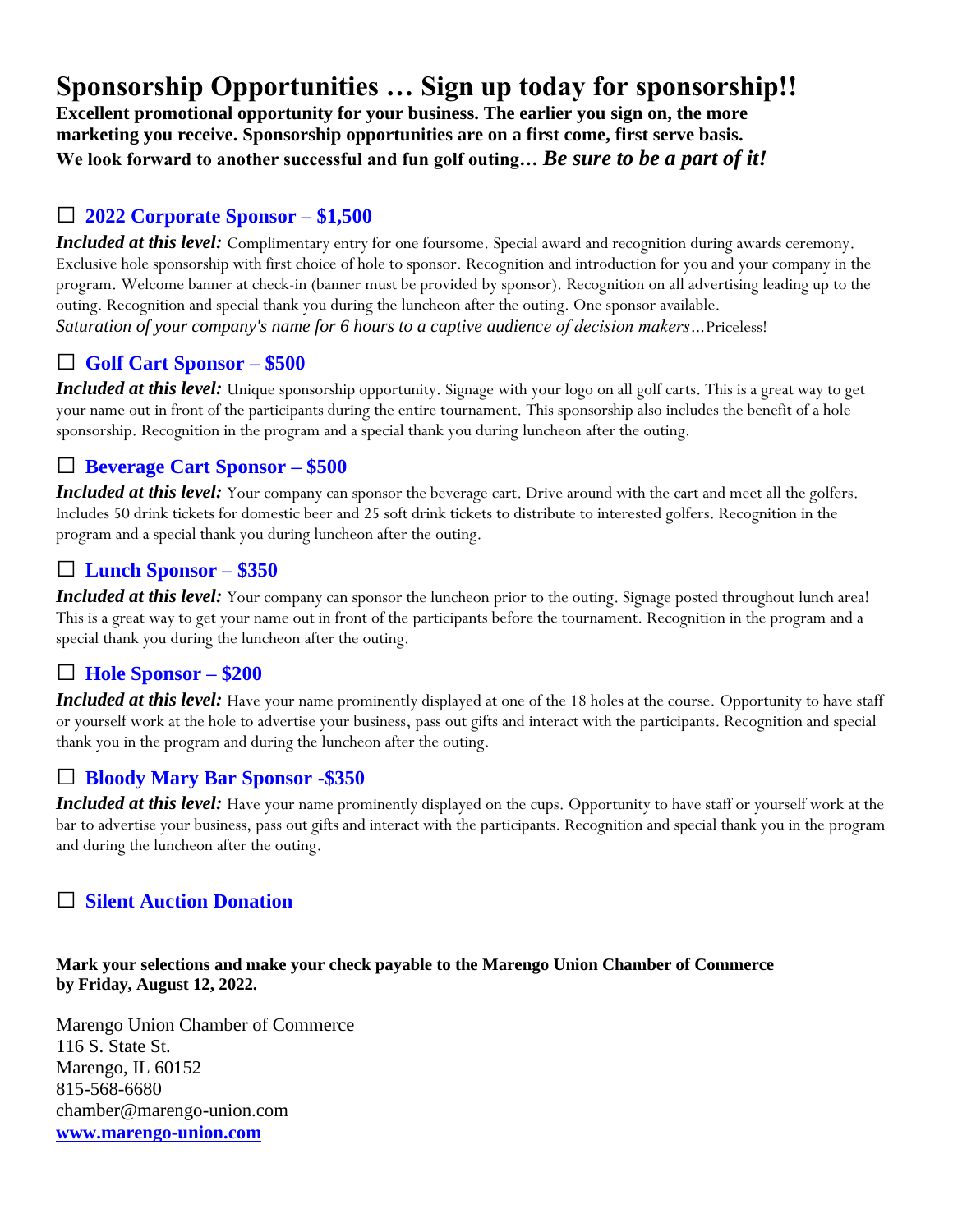# Sponsorship Opportunities … Sign up today for sponsorship!!

**Excellent promotional opportunity for your business. The earlier you sign on, the more marketing you receive. Sponsorship opportunities are on a first come, first serve basis.**
**We look forward to another successful and fun golf outing…** ***Be sure to be a part of it!***

## ☐ 2022 Corporate Sponsor – $1,500

***Included at this level:*** Complimentary entry for one foursome. Special award and recognition during awards ceremony. Exclusive hole sponsorship with first choice of hole to sponsor. Recognition and introduction for you and your company in the program. Welcome banner at check-in (banner must be provided by sponsor). Recognition on all advertising leading up to the outing. Recognition and special thank you during the luncheon after the outing. One sponsor available.
*Saturation of your company's name for 6 hours to a captive audience of decision makers…*Priceless!

## ☐ Golf Cart Sponsor – $500

***Included at this level:*** Unique sponsorship opportunity. Signage with your logo on all golf carts. This is a great way to get your name out in front of the participants during the entire tournament. This sponsorship also includes the benefit of a hole sponsorship. Recognition in the program and a special thank you during luncheon after the outing.

## ☐ Beverage Cart Sponsor – $500

***Included at this level:*** Your company can sponsor the beverage cart. Drive around with the cart and meet all the golfers. Includes 50 drink tickets for domestic beer and 25 soft drink tickets to distribute to interested golfers. Recognition in the program and a special thank you during luncheon after the outing.

## ☐ Lunch Sponsor – $350

***Included at this level:*** Your company can sponsor the luncheon prior to the outing. Signage posted throughout lunch area! This is a great way to get your name out in front of the participants before the tournament. Recognition in the program and a special thank you during the luncheon after the outing.

## ☐ Hole Sponsor – $200

***Included at this level:*** Have your name prominently displayed at one of the 18 holes at the course. Opportunity to have staff or yourself work at the hole to advertise your business, pass out gifts and interact with the participants. Recognition and special thank you in the program and during the luncheon after the outing.

## ☐ Bloody Mary Bar Sponsor -$350

***Included at this level:*** Have your name prominently displayed on the cups. Opportunity to have staff or yourself work at the bar to advertise your business, pass out gifts and interact with the participants. Recognition and special thank you in the program and during the luncheon after the outing.

## ☐ Silent Auction Donation

**Mark your selections and make your check payable to the Marengo Union Chamber of Commerce by Friday, August 12, 2022.**

Marengo Union Chamber of Commerce
116 S. State St.
Marengo, IL 60152
815-568-6680
chamber@marengo-union.com
**www.marengo-union.com**